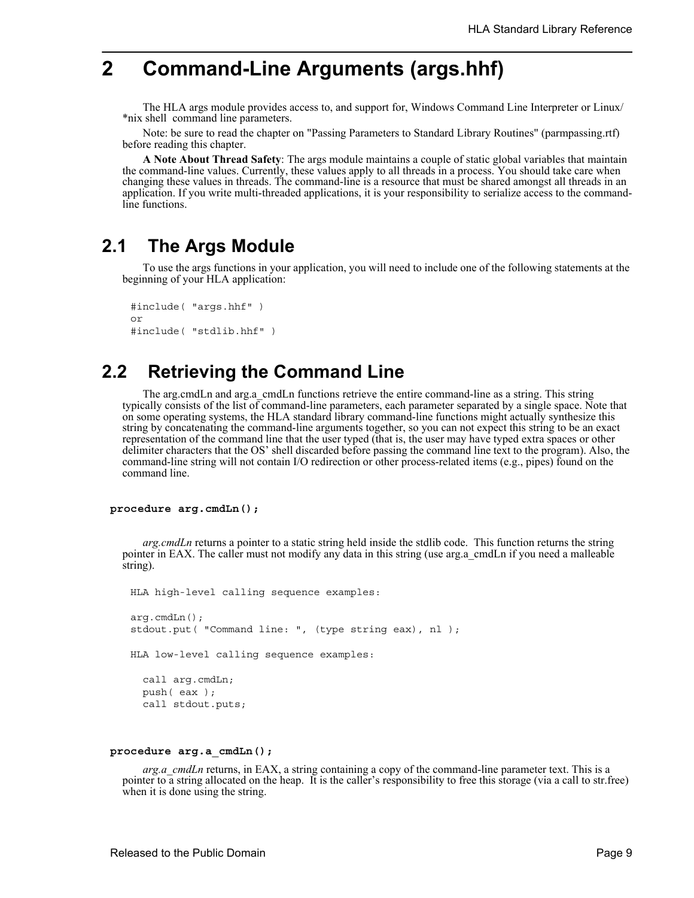# 2 Command-Line Arguments (args.hhf)

The HLA args module provides access to, and support for, Windows Command Line Interpreter or Linux/*nix shell command line parameters.

Note: be sure to read the chapter on "Passing Parameters to Standard Library Routines" (parmpassing.rtf) before reading this chapter.

**A Note About Thread Safety**: The args module maintains a couple of static global variables that maintain the command-line values. Currently, these values apply to all threads in a process. You should take care when changing these values in threads. The command-line is a resource that must be shared amongst all threads in an application. If you write multi-threaded applications, it is your responsibility to serialize access to the command-line functions.

## 2.1 The Args Module

To use the args functions in your application, you will need to include one of the following statements at the beginning of your HLA application:

```
#include( "args.hhf" )
or
#include( "stdlib.hhf" )
```

## 2.2 Retrieving the Command Line

The arg.cmdLn and arg.a_cmdLn functions retrieve the entire command-line as a string. This string typically consists of the list of command-line parameters, each parameter separated by a single space. Note that on some operating systems, the HLA standard library command-line functions might actually synthesize this string by concatenating the command-line arguments together, so you can not expect this string to be an exact representation of the command line that the user typed (that is, the user may have typed extra spaces or other delimiter characters that the OS' shell discarded before passing the command line text to the program). Also, the command-line string will not contain I/O redirection or other process-related items (e.g., pipes) found on the command line.

**procedure arg.cmdLn();**

*arg.cmdLn* returns a pointer to a static string held inside the stdlib code. This function returns the string pointer in EAX. The caller must not modify any data in this string (use arg.a_cmdLn if you need a malleable string).

```
HLA high-level calling sequence examples:

arg.cmdLn();
stdout.put( "Command line: ", (type string eax), nl );

HLA low-level calling sequence examples:

  call arg.cmdLn;
  push( eax );
  call stdout.puts;
```

**procedure arg.a_cmdLn();**

*arg.a_cmdLn* returns, in EAX, a string containing a copy of the command-line parameter text. This is a pointer to a string allocated on the heap. It is the caller's responsibility to free this storage (via a call to str.free) when it is done using the string.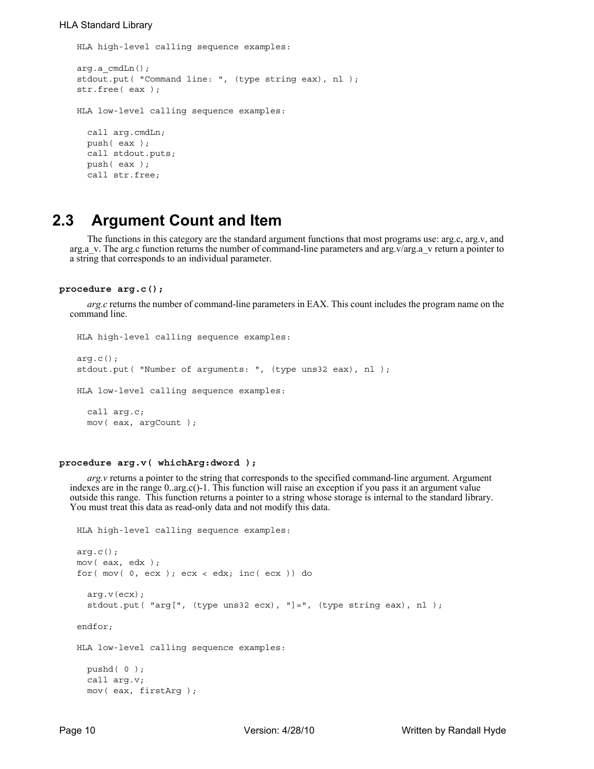```
HLA high-level calling sequence examples:

arg.a_cmdLn();
stdout.put( "Command line: ", (type string eax), nl );
str.free( eax );

HLA low-level calling sequence examples:

  call arg.cmdLn;
  push( eax );
  call stdout.puts;
  push( eax );
  call str.free;
```

## 2.3 Argument Count and Item

The functions in this category are the standard argument functions that most programs use: arg.c, arg.v, and arg.a_v. The arg.c function returns the number of command-line parameters and arg.v/arg.a_v return a pointer to a string that corresponds to an individual parameter.

**procedure arg.c();**

*arg.c* returns the number of command-line parameters in EAX. This count includes the program name on the command line.

```
HLA high-level calling sequence examples:

arg.c();
stdout.put( "Number of arguments: ", (type uns32 eax), nl );

HLA low-level calling sequence examples:

  call arg.c;
  mov( eax, argCount );
```

**procedure arg.v( whichArg:dword );**

*arg.v* returns a pointer to the string that corresponds to the specified command-line argument. Argument indexes are in the range 0..arg.c()-1. This function will raise an exception if you pass it an argument value outside this range. This function returns a pointer to a string whose storage is internal to the standard library. You must treat this data as read-only data and not modify this data.

```
HLA high-level calling sequence examples:

arg.c();
mov( eax, edx );
for( mov( 0, ecx ); ecx < edx; inc( ecx )) do

  arg.v(ecx);
  stdout.put( "arg[", (type uns32 ecx), "]=", (type string eax), nl );

endfor;

HLA low-level calling sequence examples:

  pushd( 0 );
  call arg.v;
  mov( eax, firstArg );
```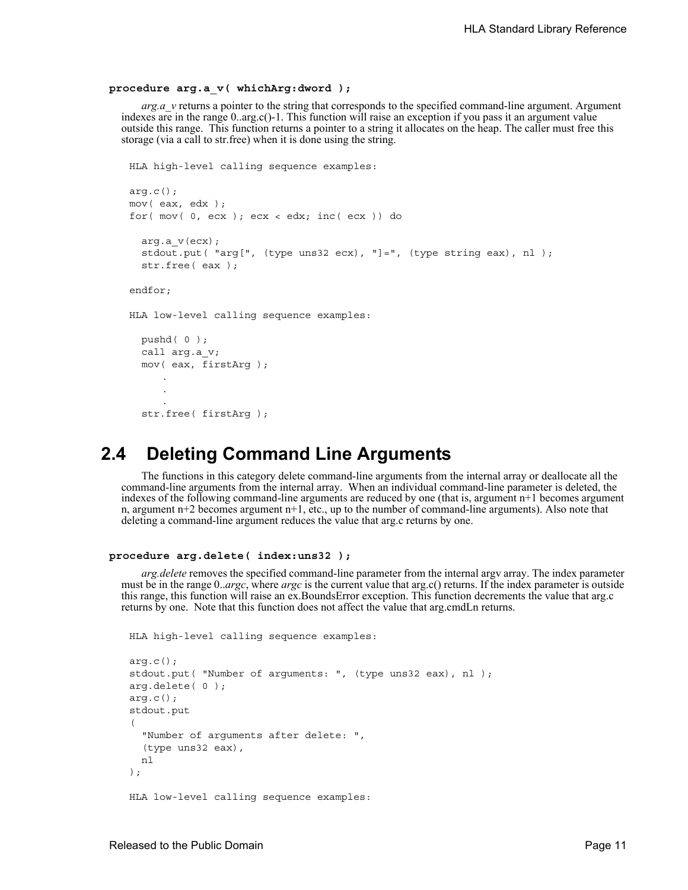**procedure arg.a_v( whichArg:dword );**

*arg.a_v* returns a pointer to the string that corresponds to the specified command-line argument. Argument indexes are in the range 0..arg.c()-1. This function will raise an exception if you pass it an argument value outside this range. This function returns a pointer to a string it allocates on the heap. The caller must free this storage (via a call to str.free) when it is done using the string.

```
HLA high-level calling sequence examples:

arg.c();
mov( eax, edx );
for( mov( 0, ecx ); ecx < edx; inc( ecx )) do

  arg.a_v(ecx);
  stdout.put( "arg[", (type uns32 ecx), "]=", (type string eax), nl );
  str.free( eax );

endfor;

HLA low-level calling sequence examples:

  pushd( 0 );
  call arg.a_v;
  mov( eax, firstArg );
      .
      .
      .
  str.free( firstArg );
```

## 2.4 Deleting Command Line Arguments

The functions in this category delete command-line arguments from the internal array or deallocate all the command-line arguments from the internal array. When an individual command-line parameter is deleted, the indexes of the following command-line arguments are reduced by one (that is, argument n+1 becomes argument n, argument n+2 becomes argument n+1, etc., up to the number of command-line arguments). Also note that deleting a command-line argument reduces the value that arg.c returns by one.

**procedure arg.delete( index:uns32 );**

*arg.delete* removes the specified command-line parameter from the internal argv array. The index parameter must be in the range 0..*argc*, where *argc* is the current value that arg.c() returns. If the index parameter is outside this range, this function will raise an ex.BoundsError exception. This function decrements the value that arg.c returns by one. Note that this function does not affect the value that arg.cmdLn returns.

```
HLA high-level calling sequence examples:

arg.c();
stdout.put( "Number of arguments: ", (type uns32 eax), nl );
arg.delete( 0 );
arg.c();
stdout.put
(
  "Number of arguments after delete: ",
  (type uns32 eax),
  nl
);

HLA low-level calling sequence examples:
```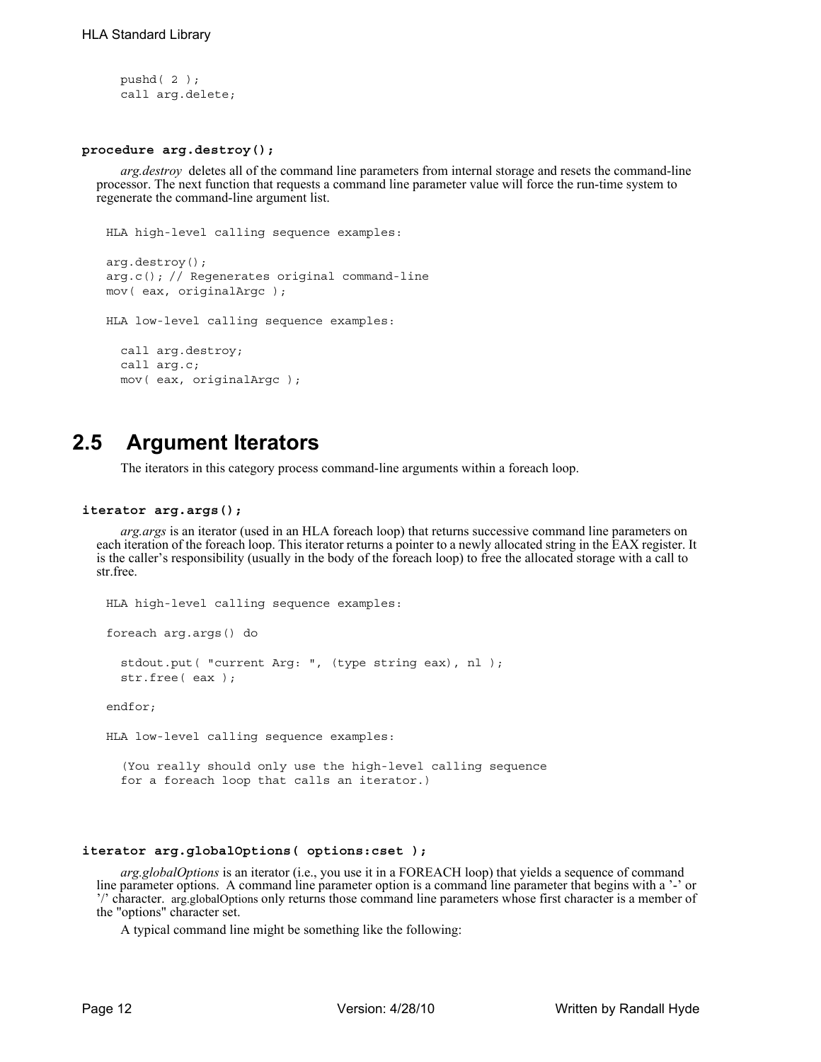```
pushd( 2 );
call arg.delete;
```

**procedure arg.destroy();**

*arg.destroy* deletes all of the command line parameters from internal storage and resets the command-line processor. The next function that requests a command line parameter value will force the run-time system to regenerate the command-line argument list.

```
HLA high-level calling sequence examples:

arg.destroy();
arg.c(); // Regenerates original command-line
mov( eax, originalArgc );

HLA low-level calling sequence examples:

  call arg.destroy;
  call arg.c;
  mov( eax, originalArgc );
```

## 2.5 Argument Iterators

The iterators in this category process command-line arguments within a foreach loop.

**iterator arg.args();**

*arg.args* is an iterator (used in an HLA foreach loop) that returns successive command line parameters on each iteration of the foreach loop. This iterator returns a pointer to a newly allocated string in the EAX register. It is the caller's responsibility (usually in the body of the foreach loop) to free the allocated storage with a call to str.free.

```
HLA high-level calling sequence examples:

foreach arg.args() do

  stdout.put( "current Arg: ", (type string eax), nl );
  str.free( eax );

endfor;

HLA low-level calling sequence examples:

  (You really should only use the high-level calling sequence
  for a foreach loop that calls an iterator.)
```

**iterator arg.globalOptions( options:cset );**

*arg.globalOptions* is an iterator (i.e., you use it in a FOREACH loop) that yields a sequence of command line parameter options. A command line parameter option is a command line parameter that begins with a '-' or '/' character. arg.globalOptions only returns those command line parameters whose first character is a member of the "options" character set.

A typical command line might be something like the following: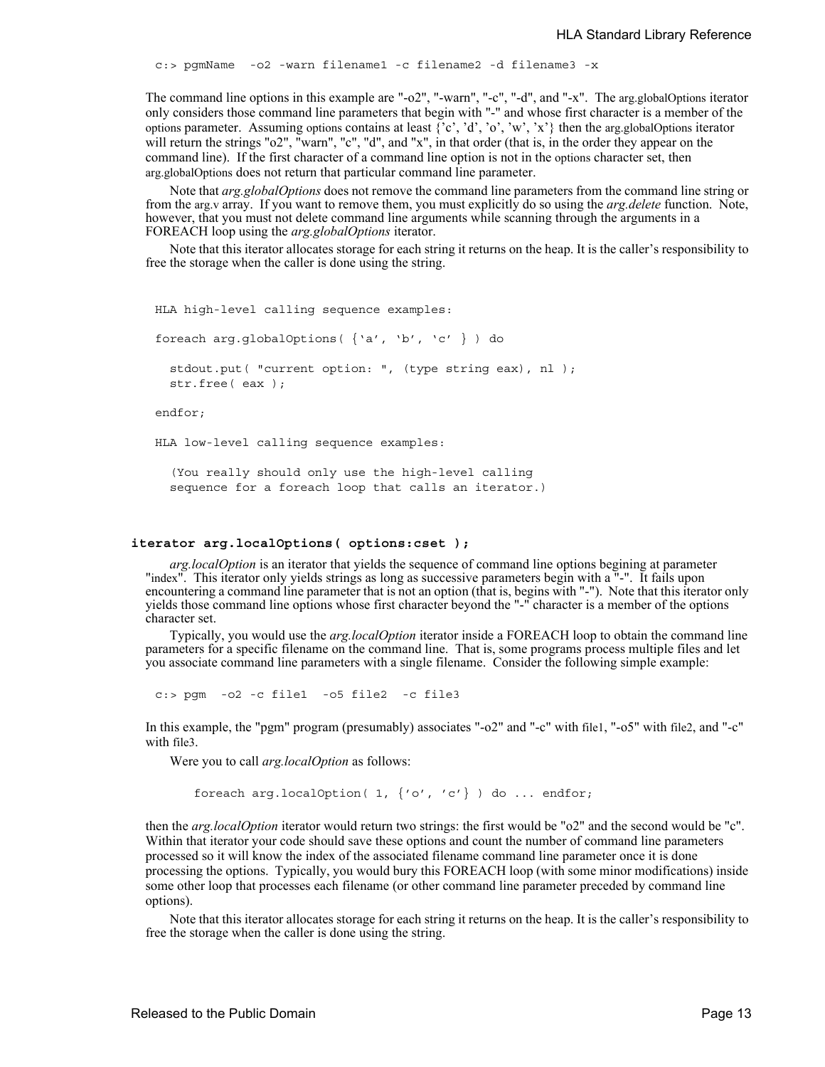```
c:> pgmName  -o2 -warn filename1 -c filename2 -d filename3 -x
```

The command line options in this example are "-o2", "-warn", "-c", "-d", and "-x". The arg.globalOptions iterator only considers those command line parameters that begin with "-" and whose first character is a member of the options parameter. Assuming options contains at least {'c', 'd', 'o', 'w', 'x'} then the arg.globalOptions iterator will return the strings "o2", "warn", "c", "d", and "x", in that order (that is, in the order they appear on the command line). If the first character of a command line option is not in the options character set, then arg.globalOptions does not return that particular command line parameter.

Note that *arg.globalOptions* does not remove the command line parameters from the command line string or from the arg.v array. If you want to remove them, you must explicitly do so using the *arg.delete* function. Note, however, that you must not delete command line arguments while scanning through the arguments in a FOREACH loop using the *arg.globalOptions* iterator.

Note that this iterator allocates storage for each string it returns on the heap. It is the caller's responsibility to free the storage when the caller is done using the string.

```
HLA high-level calling sequence examples:

foreach arg.globalOptions( {'a', 'b', 'c' } ) do

  stdout.put( "current option: ", (type string eax), nl );
  str.free( eax );

endfor;

HLA low-level calling sequence examples:

  (You really should only use the high-level calling
  sequence for a foreach loop that calls an iterator.)
```

**iterator arg.localOptions( options:cset );**

*arg.localOption* is an iterator that yields the sequence of command line options begining at parameter "index". This iterator only yields strings as long as successive parameters begin with a "-". It fails upon encountering a command line parameter that is not an option (that is, begins with "-"). Note that this iterator only yields those command line options whose first character beyond the "-" character is a member of the options character set.

Typically, you would use the *arg.localOption* iterator inside a FOREACH loop to obtain the command line parameters for a specific filename on the command line. That is, some programs process multiple files and let you associate command line parameters with a single filename. Consider the following simple example:

```
c:> pgm  -o2 -c file1  -o5 file2  -c file3
```

In this example, the "pgm" program (presumably) associates "-o2" and "-c" with file1, "-o5" with file2, and "-c" with file3.

Were you to call *arg.localOption* as follows:

```
foreach arg.localOption( 1, {'o', 'c'} ) do ... endfor;
```

then the *arg.localOption* iterator would return two strings: the first would be "o2" and the second would be "c". Within that iterator your code should save these options and count the number of command line parameters processed so it will know the index of the associated filename command line parameter once it is done processing the options. Typically, you would bury this FOREACH loop (with some minor modifications) inside some other loop that processes each filename (or other command line parameter preceded by command line options).

Note that this iterator allocates storage for each string it returns on the heap. It is the caller's responsibility to free the storage when the caller is done using the string.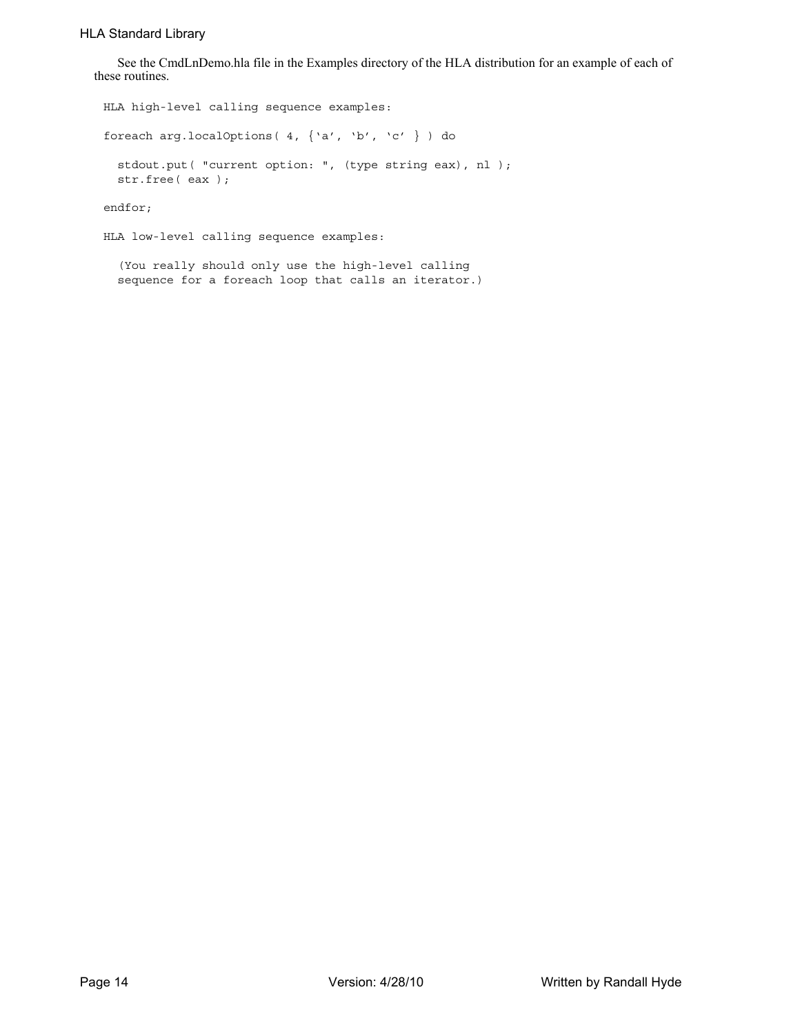See the CmdLnDemo.hla file in the Examples directory of the HLA distribution for an example of each of these routines.

```
HLA high-level calling sequence examples:

foreach arg.localOptions( 4, {'a', 'b', 'c' } ) do

  stdout.put( "current option: ", (type string eax), nl );
  str.free( eax );

endfor;

HLA low-level calling sequence examples:

  (You really should only use the high-level calling
  sequence for a foreach loop that calls an iterator.)
```